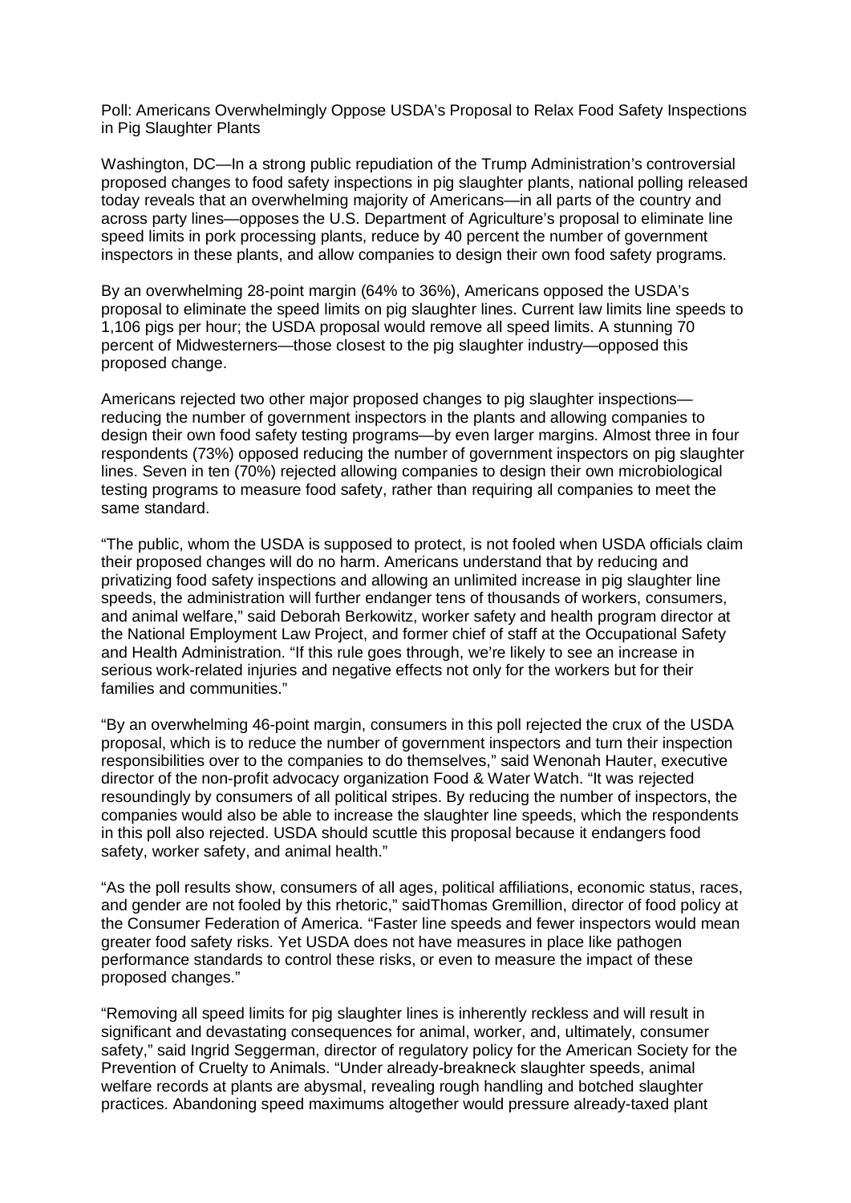# Poll: Americans Overwhelmingly Oppose USDA's Proposal to Relax Food Safety Inspections in Pig Slaughter Plants

Washington, DC—In a strong public repudiation of the Trump Administration's controversial proposed changes to food safety inspections in pig slaughter plants, national polling released today reveals that an overwhelming majority of Americans—in all parts of the country and across party lines—opposes the U.S. Department of Agriculture's proposal to eliminate line speed limits in pork processing plants, reduce by 40 percent the number of government inspectors in these plants, and allow companies to design their own food safety programs.

By an overwhelming 28-point margin (64% to 36%), Americans opposed the USDA's proposal to eliminate the speed limits on pig slaughter lines. Current law limits line speeds to 1,106 pigs per hour; the USDA proposal would remove all speed limits. A stunning 70 percent of Midwesterners—those closest to the pig slaughter industry—opposed this proposed change.

Americans rejected two other major proposed changes to pig slaughter inspections—reducing the number of government inspectors in the plants and allowing companies to design their own food safety testing programs—by even larger margins. Almost three in four respondents (73%) opposed reducing the number of government inspectors on pig slaughter lines. Seven in ten (70%) rejected allowing companies to design their own microbiological testing programs to measure food safety, rather than requiring all companies to meet the same standard.

"The public, whom the USDA is supposed to protect, is not fooled when USDA officials claim their proposed changes will do no harm. Americans understand that by reducing and privatizing food safety inspections and allowing an unlimited increase in pig slaughter line speeds, the administration will further endanger tens of thousands of workers, consumers, and animal welfare," said Deborah Berkowitz, worker safety and health program director at the National Employment Law Project, and former chief of staff at the Occupational Safety and Health Administration. "If this rule goes through, we're likely to see an increase in serious work-related injuries and negative effects not only for the workers but for their families and communities."

"By an overwhelming 46-point margin, consumers in this poll rejected the crux of the USDA proposal, which is to reduce the number of government inspectors and turn their inspection responsibilities over to the companies to do themselves," said Wenonah Hauter, executive director of the non-profit advocacy organization Food & Water Watch. "It was rejected resoundingly by consumers of all political stripes. By reducing the number of inspectors, the companies would also be able to increase the slaughter line speeds, which the respondents in this poll also rejected. USDA should scuttle this proposal because it endangers food safety, worker safety, and animal health."

"As the poll results show, consumers of all ages, political affiliations, economic status, races, and gender are not fooled by this rhetoric," saidThomas Gremillion, director of food policy at the Consumer Federation of America. "Faster line speeds and fewer inspectors would mean greater food safety risks. Yet USDA does not have measures in place like pathogen performance standards to control these risks, or even to measure the impact of these proposed changes."

"Removing all speed limits for pig slaughter lines is inherently reckless and will result in significant and devastating consequences for animal, worker, and, ultimately, consumer safety," said Ingrid Seggerman, director of regulatory policy for the American Society for the Prevention of Cruelty to Animals. "Under already-breakneck slaughter speeds, animal welfare records at plants are abysmal, revealing rough handling and botched slaughter practices. Abandoning speed maximums altogether would pressure already-taxed plant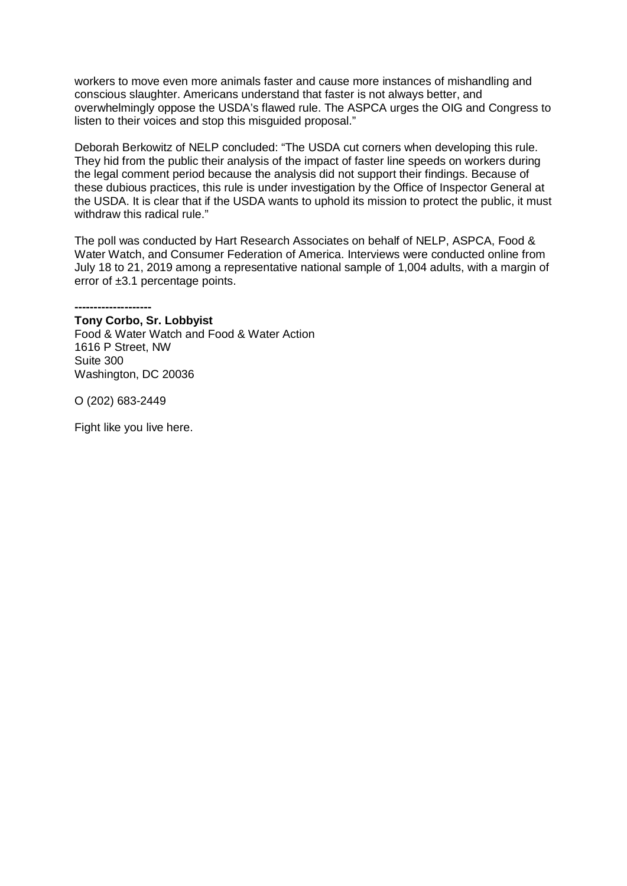workers to move even more animals faster and cause more instances of mishandling and conscious slaughter. Americans understand that faster is not always better, and overwhelmingly oppose the USDA's flawed rule. The ASPCA urges the OIG and Congress to listen to their voices and stop this misguided proposal."

Deborah Berkowitz of NELP concluded: "The USDA cut corners when developing this rule. They hid from the public their analysis of the impact of faster line speeds on workers during the legal comment period because the analysis did not support their findings. Because of these dubious practices, this rule is under investigation by the Office of Inspector General at the USDA. It is clear that if the USDA wants to uphold its mission to protect the public, it must withdraw this radical rule."

The poll was conducted by Hart Research Associates on behalf of NELP, ASPCA, Food & Water Watch, and Consumer Federation of America. Interviews were conducted online from July 18 to 21, 2019 among a representative national sample of 1,004 adults, with a margin of error of ±3.1 percentage points.

**--------------------**

**Tony Corbo, Sr. Lobbyist**
Food & Water Watch and Food & Water Action
1616 P Street, NW
Suite 300
Washington, DC 20036

O (202) 683-2449

Fight like you live here.